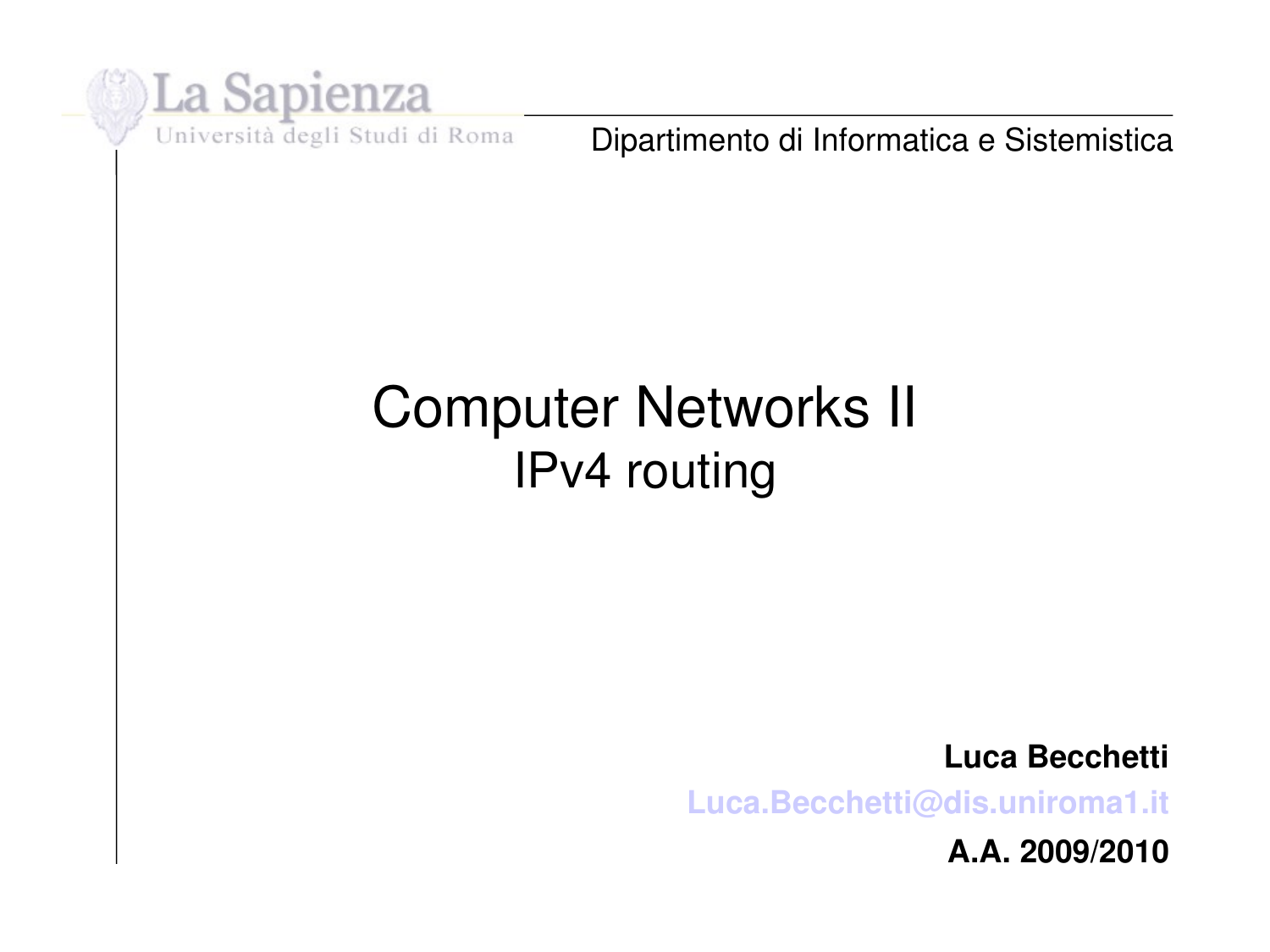La Sapienza

Università degli Studi di Roma

Dipartimento di Informatica e Sistemistica

# Computer Networks II
## IPv4 routing

**Luca Becchetti**

**Luca.Becchetti@dis.uniroma1.it**

**A.A. 2009/2010**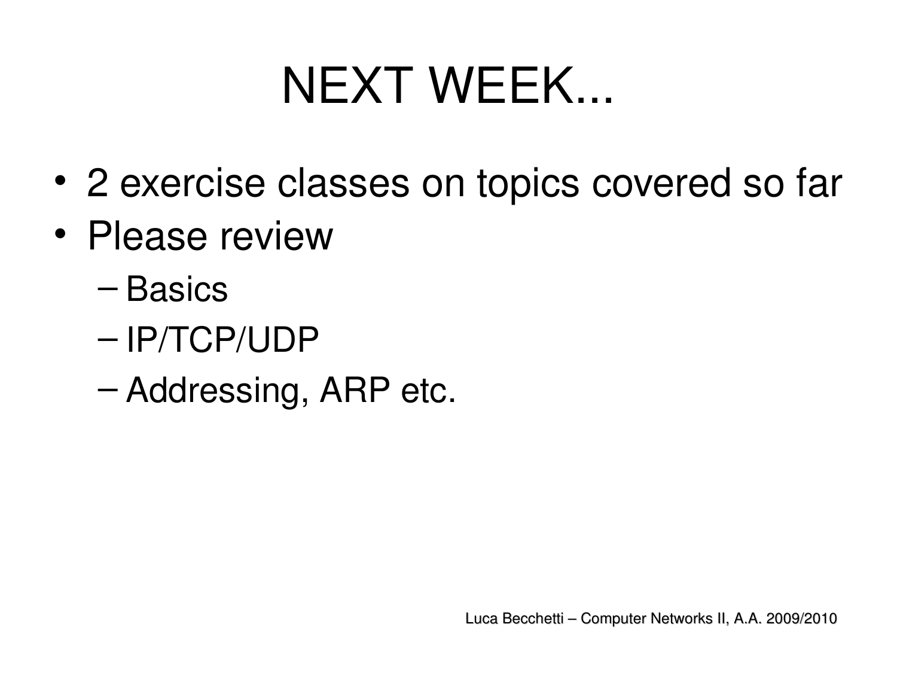# NEXT WEEK...

- 2 exercise classes on topics covered so far
- Please review
  - Basics
  - IP/TCP/UDP
  - Addressing, ARP etc.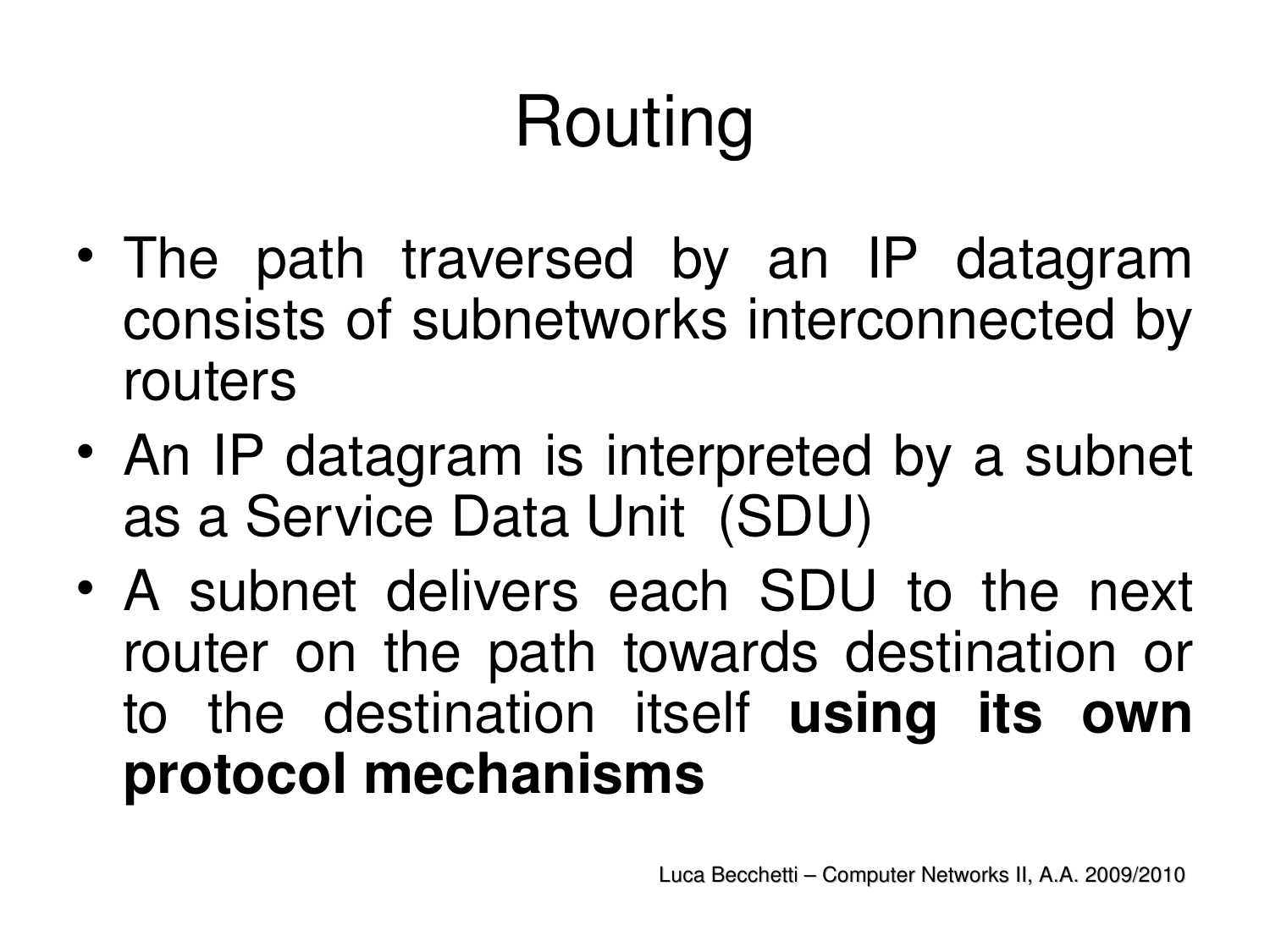# Routing

- The path traversed by an IP datagram consists of subnetworks interconnected by routers
- An IP datagram is interpreted by a subnet as a Service Data Unit (SDU)
- A subnet delivers each SDU to the next router on the path towards destination or to the destination itself **using its own protocol mechanisms**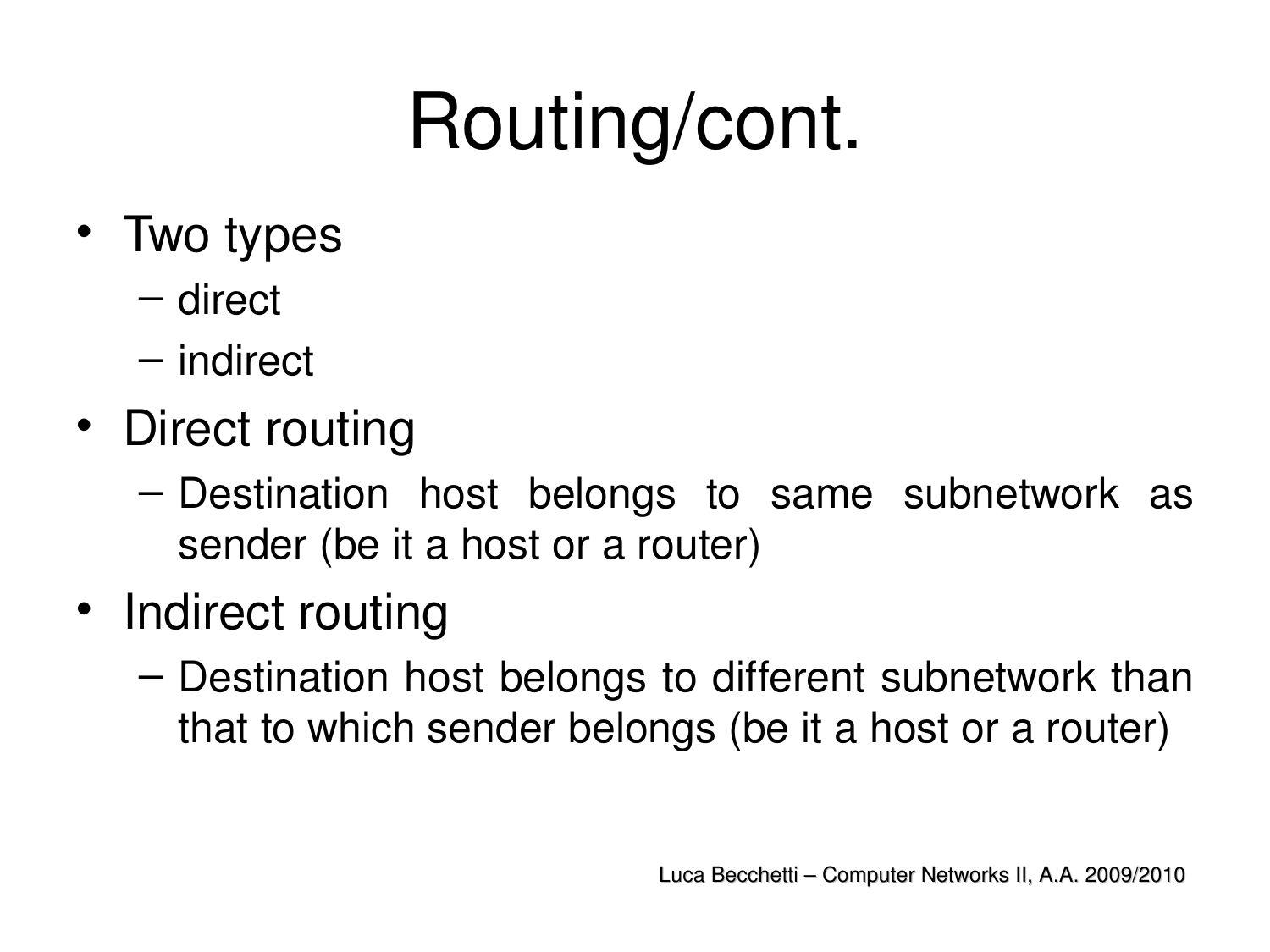# Routing/cont.

- Two types
  - direct
  - indirect
- Direct routing
  - Destination host belongs to same subnetwork as sender (be it a host or a router)
- Indirect routing
  - Destination host belongs to different subnetwork than that to which sender belongs (be it a host or a router)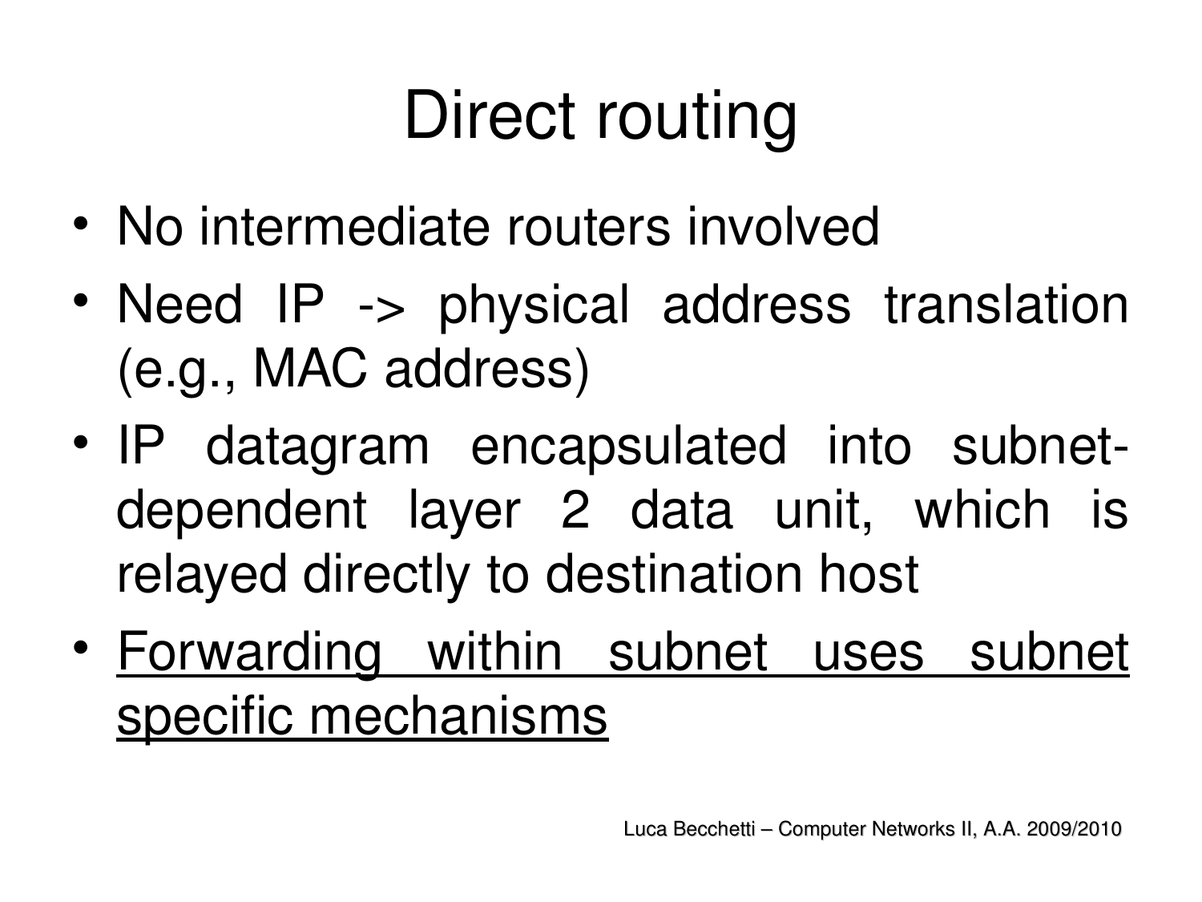# Direct routing

- No intermediate routers involved
- Need IP -> physical address translation (e.g., MAC address)
- IP datagram encapsulated into subnet-dependent layer 2 data unit, which is relayed directly to destination host
- <u>Forwarding within subnet uses subnet specific mechanisms</u>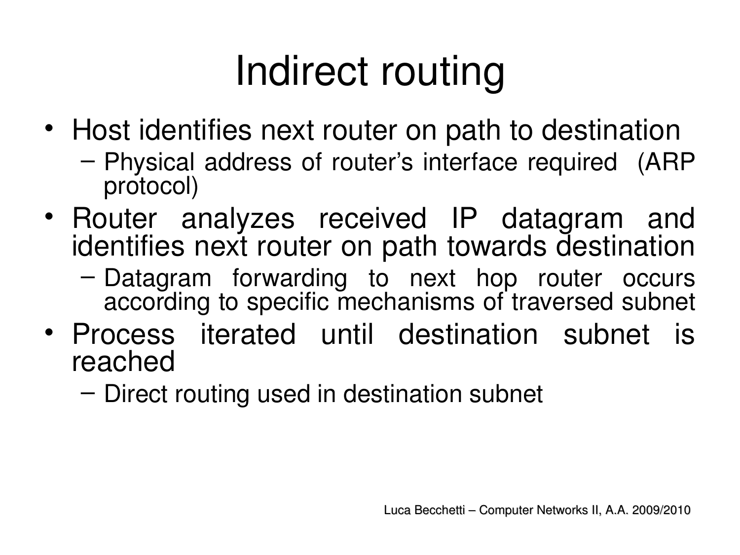# Indirect routing

- Host identifies next router on path to destination
  - Physical address of router's interface required (ARP protocol)
- Router analyzes received IP datagram and identifies next router on path towards destination
  - Datagram forwarding to next hop router occurs according to specific mechanisms of traversed subnet
- Process iterated until destination subnet is reached
  - Direct routing used in destination subnet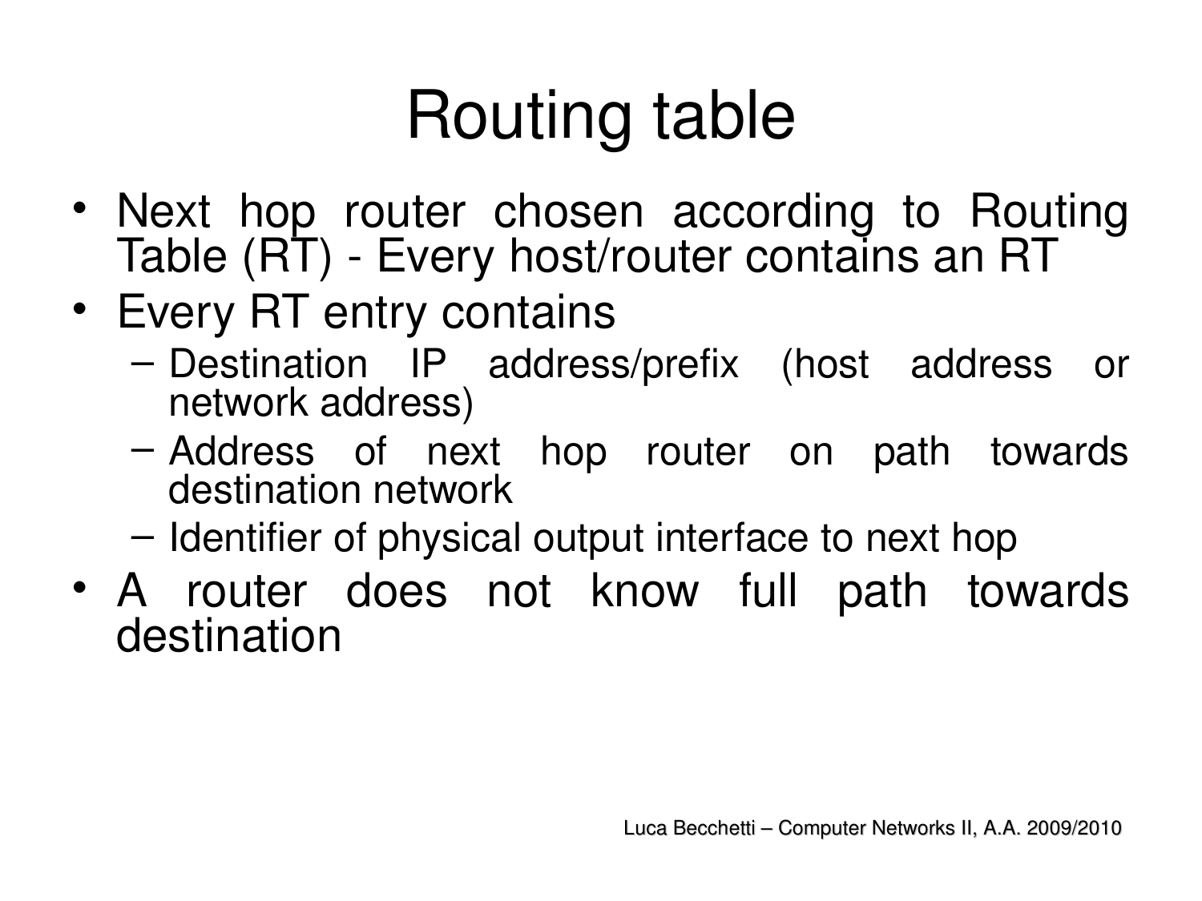# Routing table

- Next hop router chosen according to Routing Table (RT) - Every host/router contains an RT
- Every RT entry contains
  - Destination IP address/prefix (host address or network address)
  - Address of next hop router on path towards destination network
  - Identifier of physical output interface to next hop
- A router does not know full path towards destination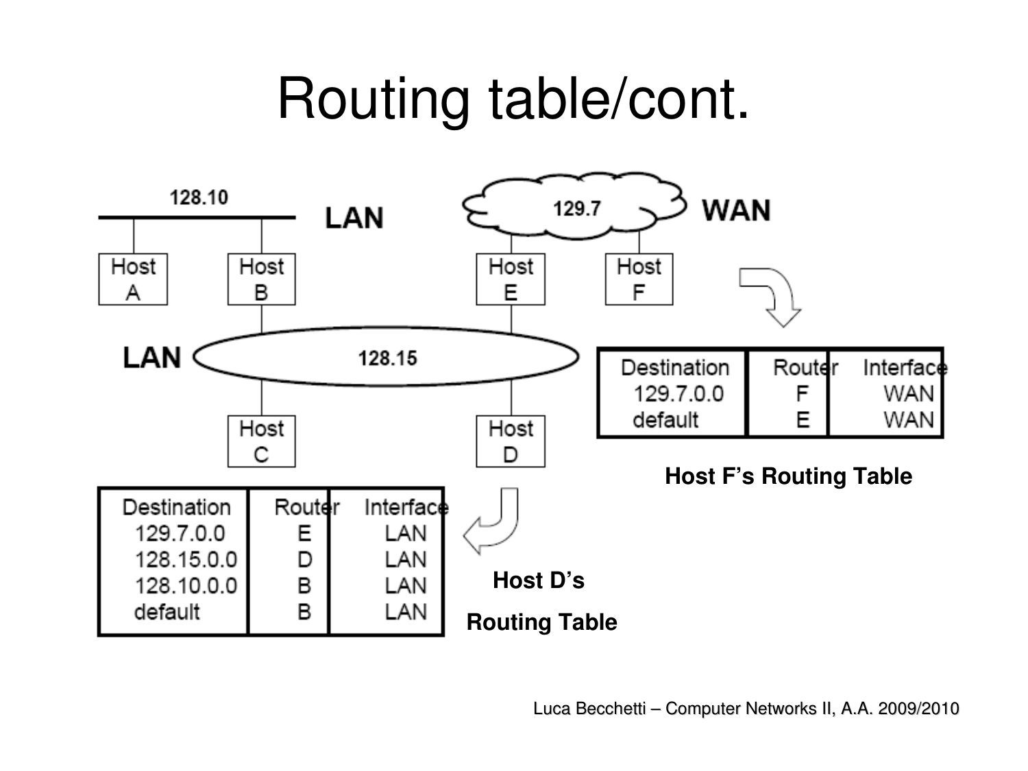# Routing table/cont.

128.10 LAN

129.7 WAN

Host A, Host B, Host E, Host F

LAN 128.15

Host C, Host D

| Destination | Router | Interface |
|---|---|---|
| 129.7.0.0 | F | WAN |
| default | E | WAN |

**Host F's Routing Table**

| Destination | Router | Interface |
|---|---|---|
| 129.7.0.0 | E | LAN |
| 128.15.0.0 | D | LAN |
| 128.10.0.0 | B | LAN |
| default | B | LAN |

**Host D's Routing Table**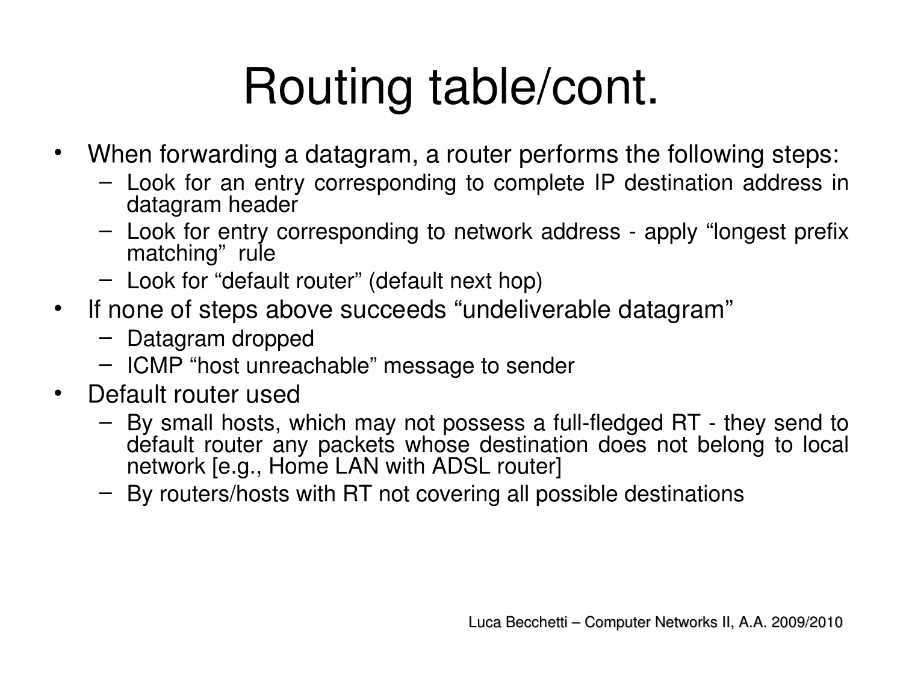# Routing table/cont.

- When forwarding a datagram, a router performs the following steps:
  - Look for an entry corresponding to complete IP destination address in datagram header
  - Look for entry corresponding to network address - apply “longest prefix matching” rule
  - Look for “default router” (default next hop)
- If none of steps above succeeds “undeliverable datagram”
  - Datagram dropped
  - ICMP “host unreachable” message to sender
- Default router used
  - By small hosts, which may not possess a full-fledged RT - they send to default router any packets whose destination does not belong to local network [e.g., Home LAN with ADSL router]
  - By routers/hosts with RT not covering all possible destinations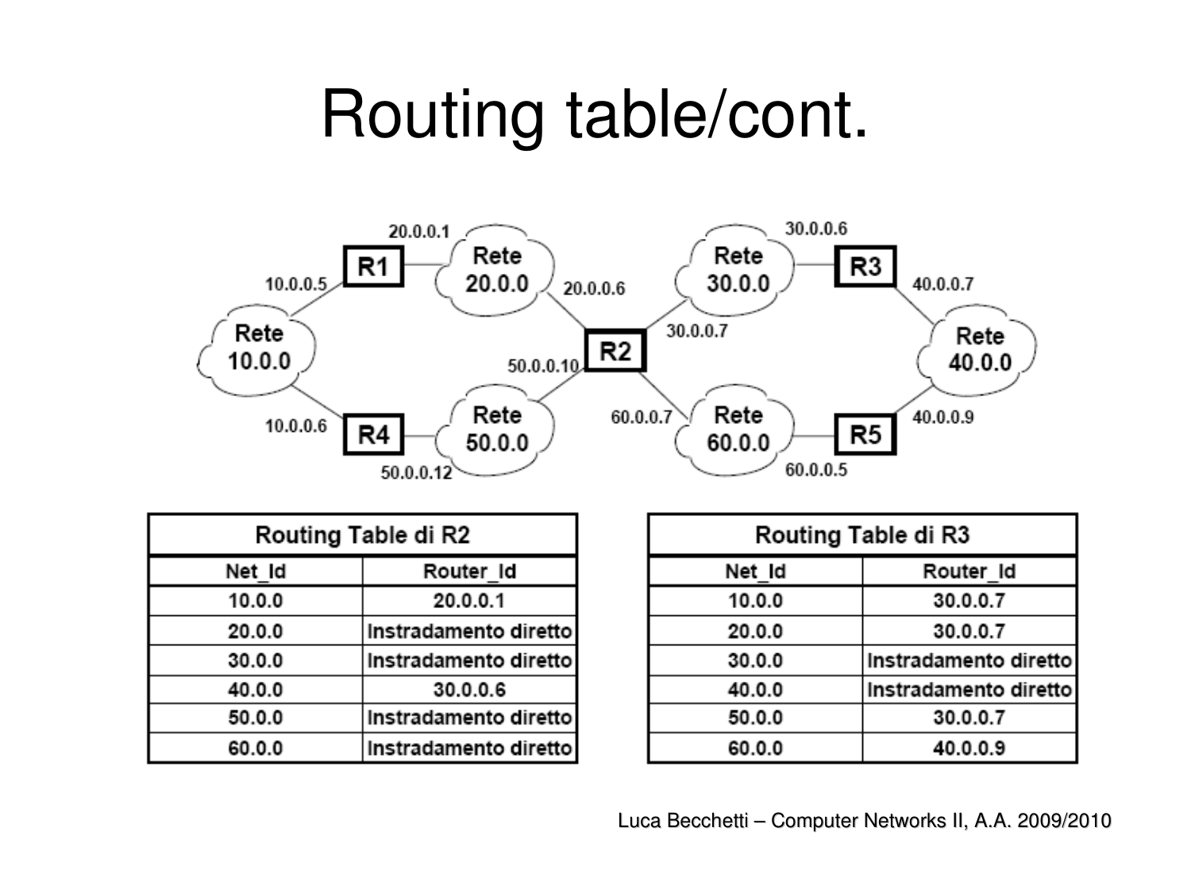# Routing table/cont.

| Routing Table di R2 | |
|---|---|
| **Net_Id** | **Router_Id** |
| 10.0.0 | 20.0.0.1 |
| 20.0.0 | Instradamento diretto |
| 30.0.0 | Instradamento diretto |
| 40.0.0 | 30.0.0.6 |
| 50.0.0 | Instradamento diretto |
| 60.0.0 | Instradamento diretto |

| Routing Table di R3 | |
|---|---|
| **Net_Id** | **Router_Id** |
| 10.0.0 | 30.0.0.7 |
| 20.0.0 | 30.0.0.7 |
| 30.0.0 | Instradamento diretto |
| 40.0.0 | Instradamento diretto |
| 50.0.0 | 30.0.0.7 |
| 60.0.0 | 40.0.0.9 |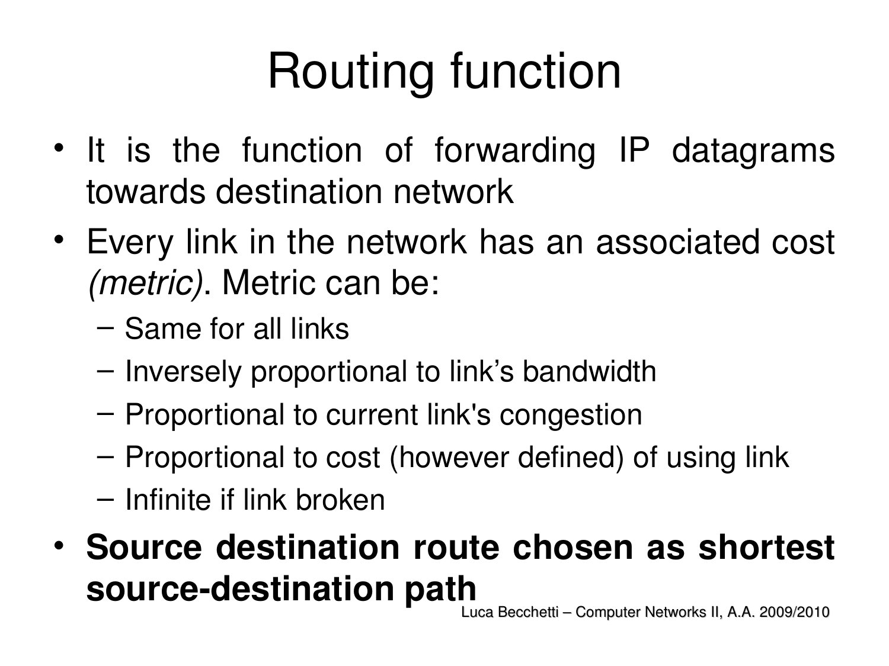# Routing function

- It is the function of forwarding IP datagrams towards destination network
- Every link in the network has an associated cost *(metric)*. Metric can be:
  - Same for all links
  - Inversely proportional to link's bandwidth
  - Proportional to current link's congestion
  - Proportional to cost (however defined) of using link
  - Infinite if link broken
- **Source destination route chosen as shortest source-destination path**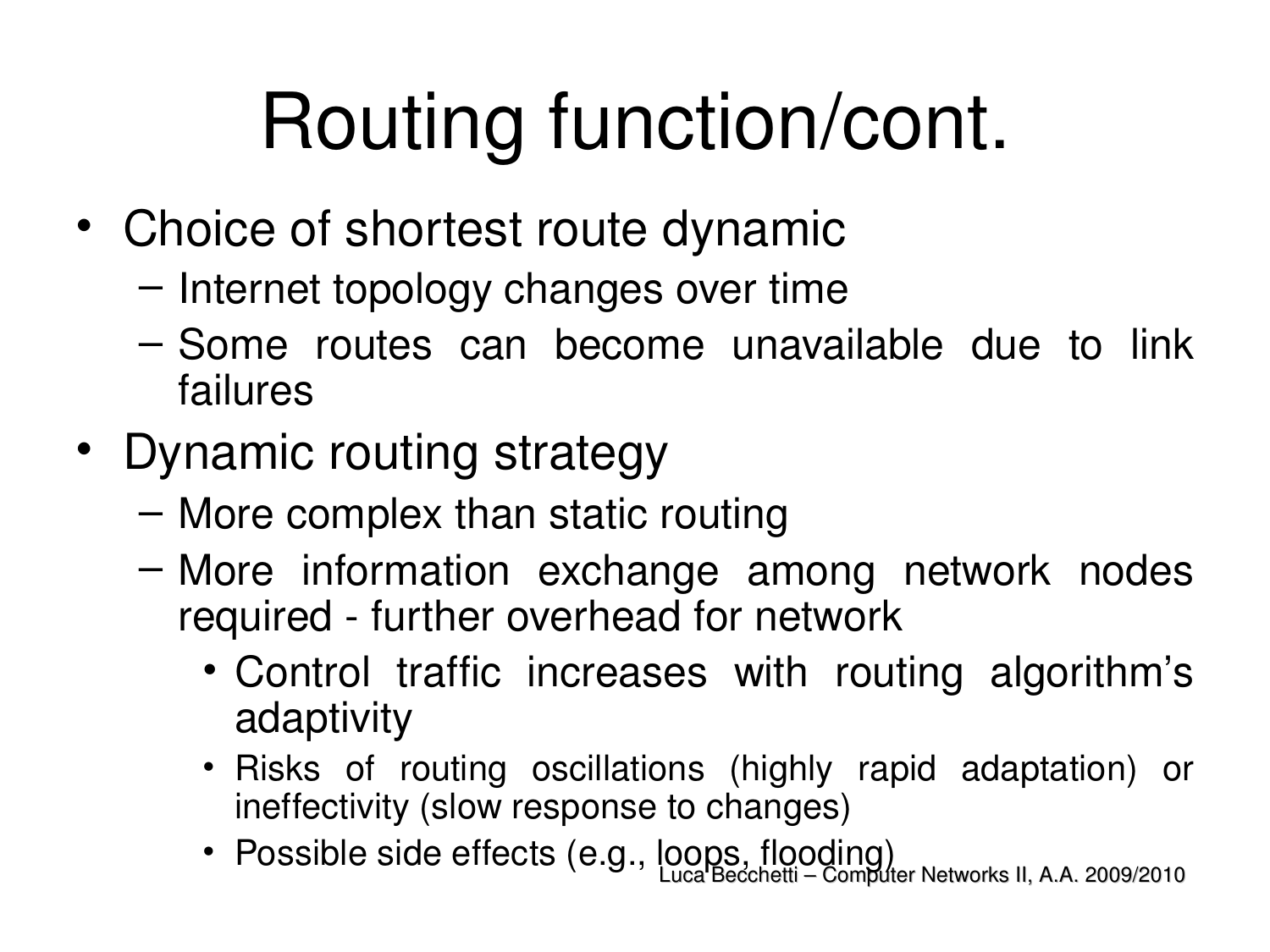# Routing function/cont.

- Choice of shortest route dynamic
  - Internet topology changes over time
  - Some routes can become unavailable due to link failures
- Dynamic routing strategy
  - More complex than static routing
  - More information exchange among network nodes required - further overhead for network
    - Control traffic increases with routing algorithm's adaptivity
    - Risks of routing oscillations (highly rapid adaptation) or ineffectivity (slow response to changes)
    - Possible side effects (e.g., loops, flooding)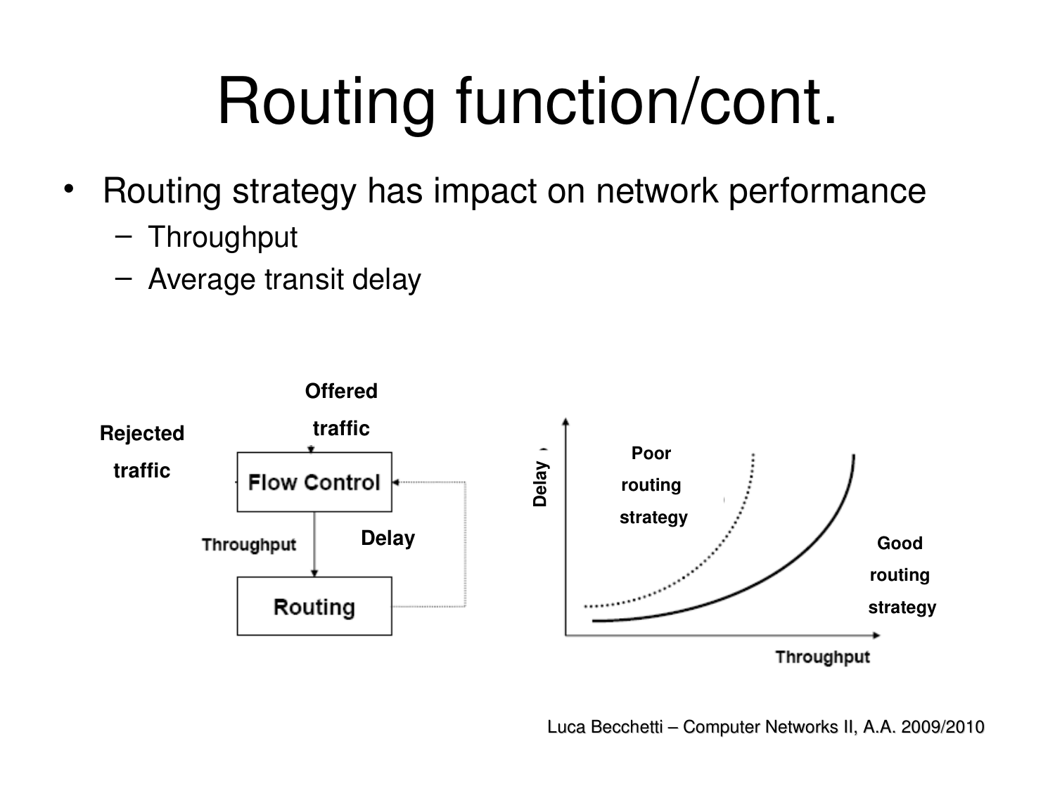# Routing function/cont.

- Routing strategy has impact on network performance
  - Throughput
  - Average transit delay

Offered traffic

Rejected traffic

Flow Control

Throughput

Delay

Routing

Delay

Poor routing strategy

Good routing strategy

Throughput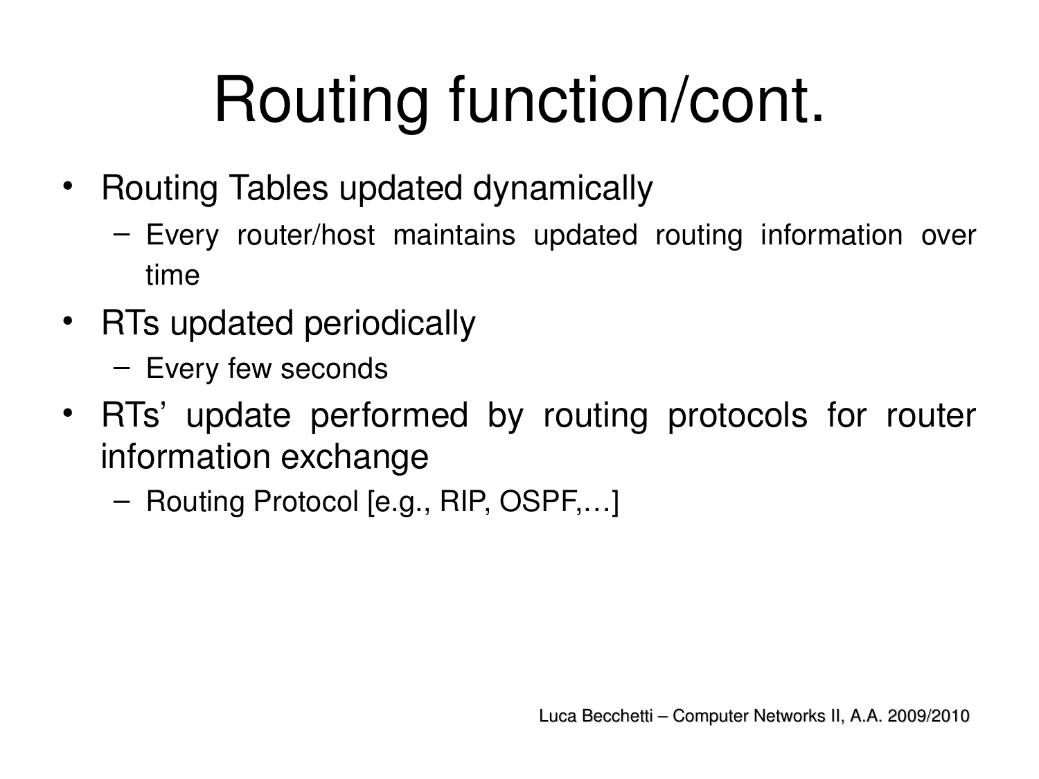# Routing function/cont.

- Routing Tables updated dynamically
  - Every router/host maintains updated routing information over time
- RTs updated periodically
  - Every few seconds
- RTs' update performed by routing protocols for router information exchange
  - Routing Protocol [e.g., RIP, OSPF,…]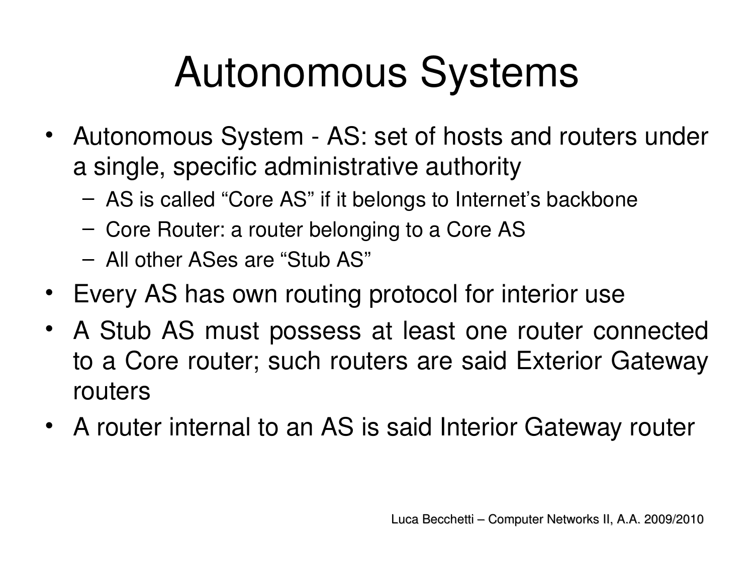# Autonomous Systems

- Autonomous System - AS: set of hosts and routers under a single, specific administrative authority
  - AS is called “Core AS” if it belongs to Internet’s backbone
  - Core Router: a router belonging to a Core AS
  - All other ASes are “Stub AS”
- Every AS has own routing protocol for interior use
- A Stub AS must possess at least one router connected to a Core router; such routers are said Exterior Gateway routers
- A router internal to an AS is said Interior Gateway router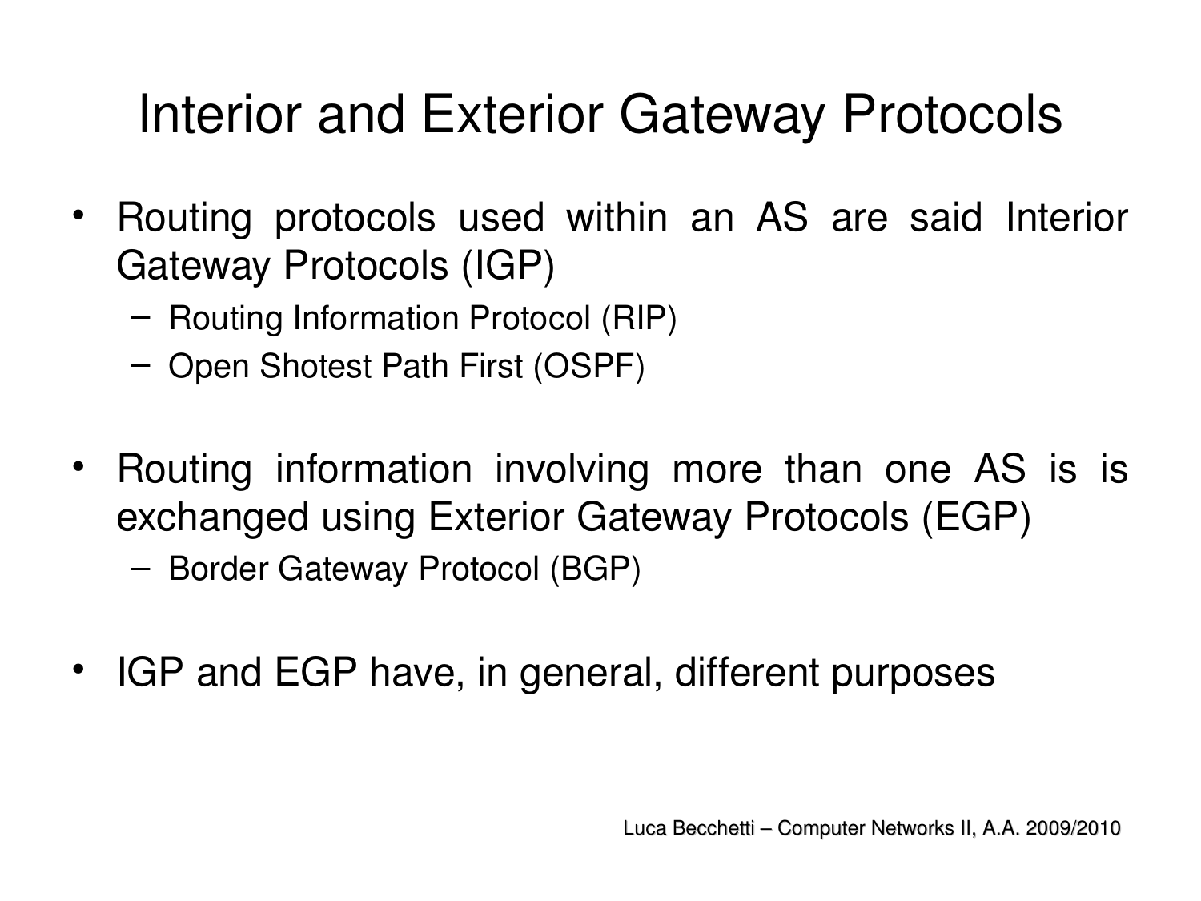# Interior and Exterior Gateway Protocols

- Routing protocols used within an AS are said Interior Gateway Protocols (IGP)
  - Routing Information Protocol (RIP)
  - Open Shotest Path First (OSPF)

- Routing information involving more than one AS is is exchanged using Exterior Gateway Protocols (EGP)
  - Border Gateway Protocol (BGP)

- IGP and EGP have, in general, different purposes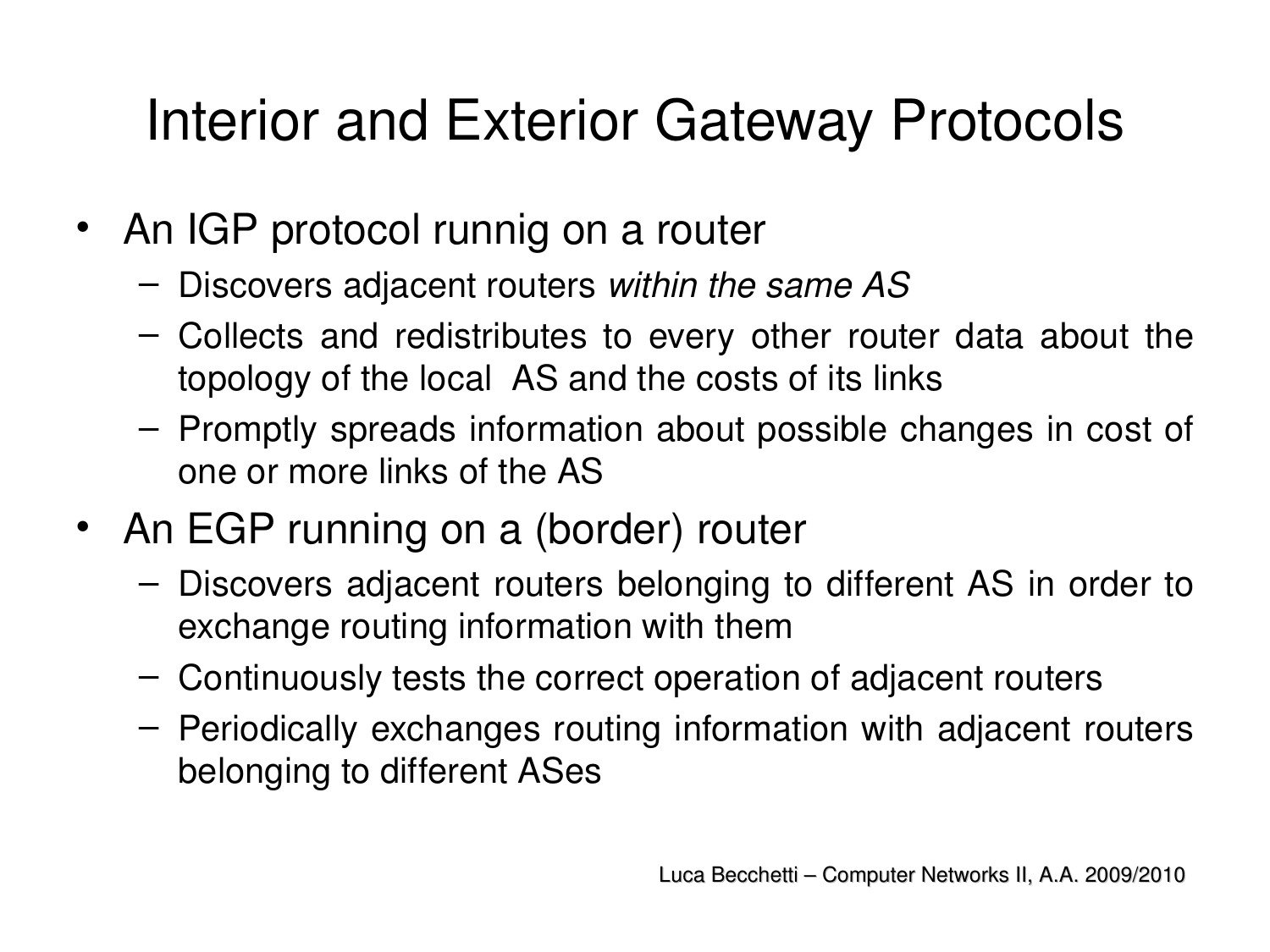# Interior and Exterior Gateway Protocols

- An IGP protocol runnig on a router
  - Discovers adjacent routers *within the same AS*
  - Collects and redistributes to every other router data about the topology of the local AS and the costs of its links
  - Promptly spreads information about possible changes in cost of one or more links of the AS
- An EGP running on a (border) router
  - Discovers adjacent routers belonging to different AS in order to exchange routing information with them
  - Continuously tests the correct operation of adjacent routers
  - Periodically exchanges routing information with adjacent routers belonging to different ASes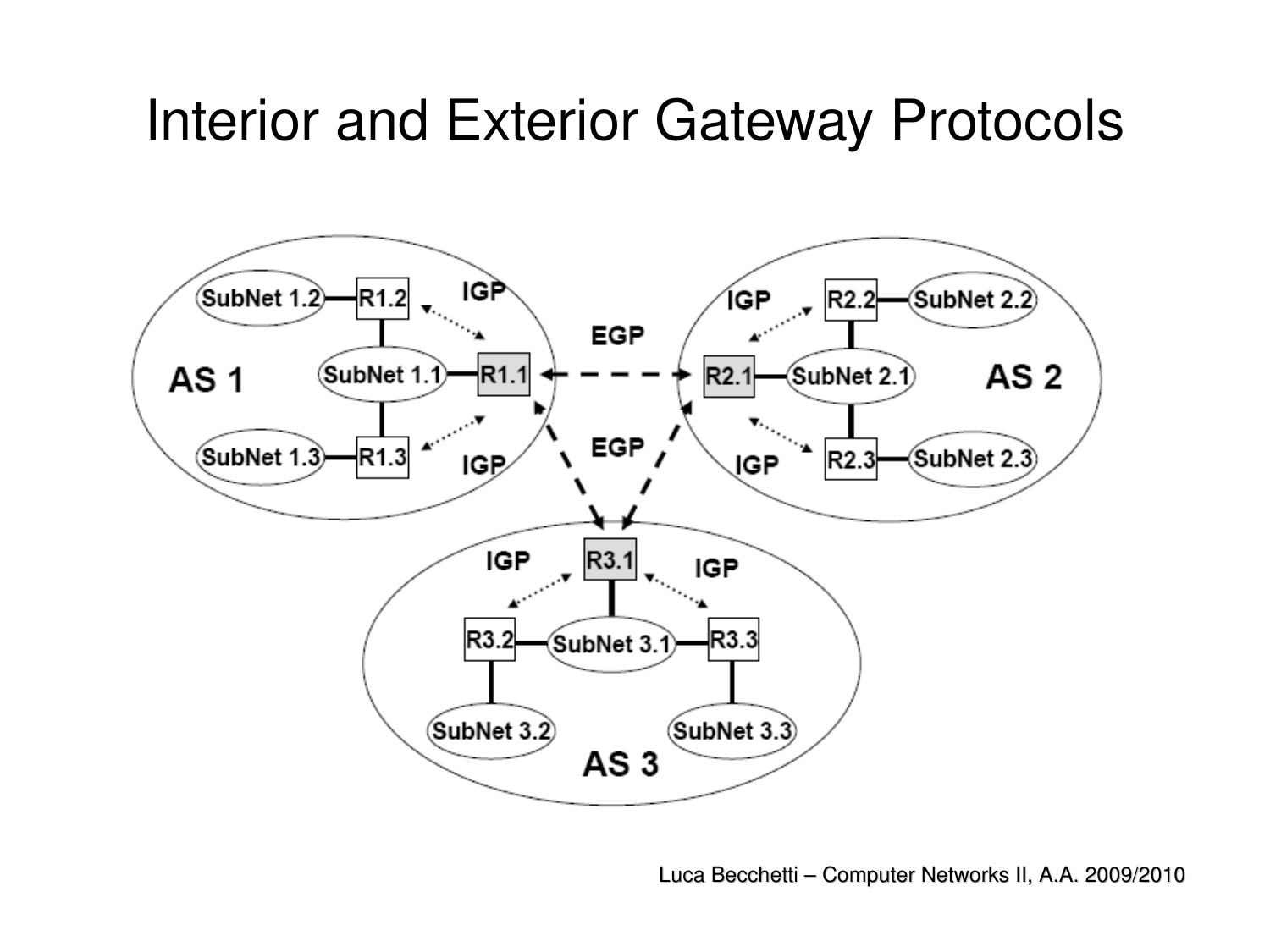# Interior and Exterior Gateway Protocols

SubNet 1.2
R1.2
IGP
SubNet 1.1
R1.1
AS 1
SubNet 1.3
R1.3
IGP

EGP
EGP

IGP
R2.2
SubNet 2.2
R2.1
SubNet 2.1
AS 2
IGP
R2.3
SubNet 2.3

IGP
R3.1
IGP
R3.2
SubNet 3.1
R3.3
SubNet 3.2
SubNet 3.3
AS 3